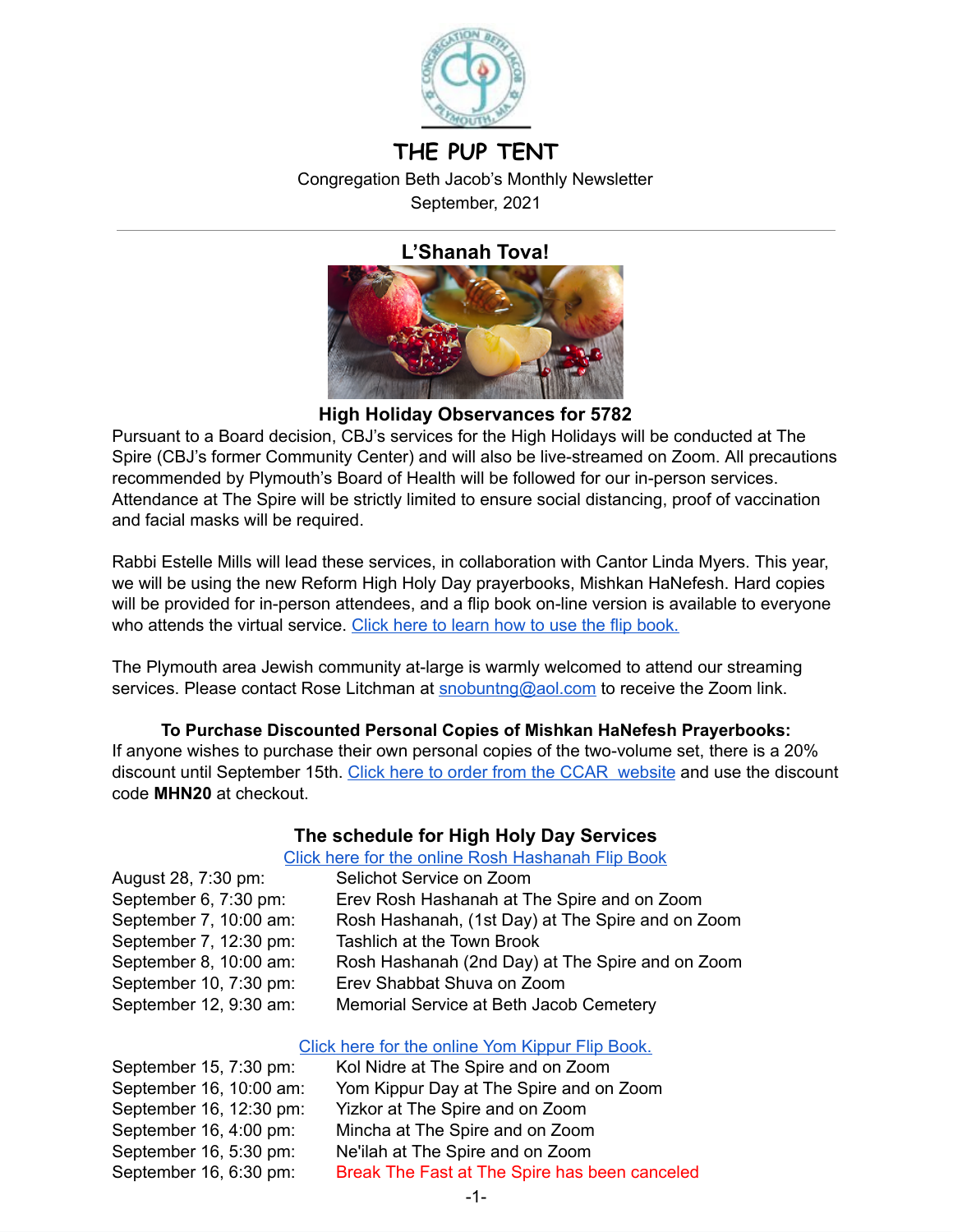# THE PUP TENT

Congregation Beth Jacob's Monthly Newsletter

September, 2021

## L'Shanah Tova!

### High Holiday Observances for 5782

Pursuant to a Board decision, CBJ's services for the High Holidays will be conducted at The Spire (CBJ's former Community Center) and will also be live-streamed on Zoom. All precautions recommended by Plymouth's Board of Health will be followed for our in-person services. Attendance at The Spire will be strictly limited to ensure social distancing, proof of vaccination and facial masks will be required.

Rabbi Estelle Mills will lead these services, in collaboration with Cantor Linda Myers. This year, we will be using the new Reform High Holy Day prayerbooks, Mishkan HaNefesh. Hard copies will be provided for in-person attendees, and a flip book on-line version is available to everyone who attends the virtual service. Click here to learn how to use the flip book.

The Plymouth area Jewish community at-large is warmly welcomed to attend our streaming services. Please contact Rose Litchman at snobuntng@aol.com to receive the Zoom link.

**To Purchase Discounted Personal Copies of Mishkan HaNefesh Prayerbooks:**

If anyone wishes to purchase their own personal copies of the two-volume set, there is a 20% discount until September 15th. Click here to order from the CCAR website and use the discount code **MHN20** at checkout.

### The schedule for High Holy Day Services

Click here for the online Rosh Hashanah Flip Book

| | |
|---|---|
| August 28, 7:30 pm: | Selichot Service on Zoom |
| September 6, 7:30 pm: | Erev Rosh Hashanah at The Spire and on Zoom |
| September 7, 10:00 am: | Rosh Hashanah, (1st Day) at The Spire and on Zoom |
| September 7, 12:30 pm: | Tashlich at the Town Brook |
| September 8, 10:00 am: | Rosh Hashanah (2nd Day) at The Spire and on Zoom |
| September 10, 7:30 pm: | Erev Shabbat Shuva on Zoom |
| September 12, 9:30 am: | Memorial Service at Beth Jacob Cemetery |

Click here for the online Yom Kippur Flip Book.

| | |
|---|---|
| September 15, 7:30 pm: | Kol Nidre at The Spire and on Zoom |
| September 16, 10:00 am: | Yom Kippur Day at The Spire and on Zoom |
| September 16, 12:30 pm: | Yizkor at The Spire and on Zoom |
| September 16, 4:00 pm: | Mincha at The Spire and on Zoom |
| September 16, 5:30 pm: | Ne'ilah at The Spire and on Zoom |
| September 16, 6:30 pm: | Break The Fast at The Spire has been canceled |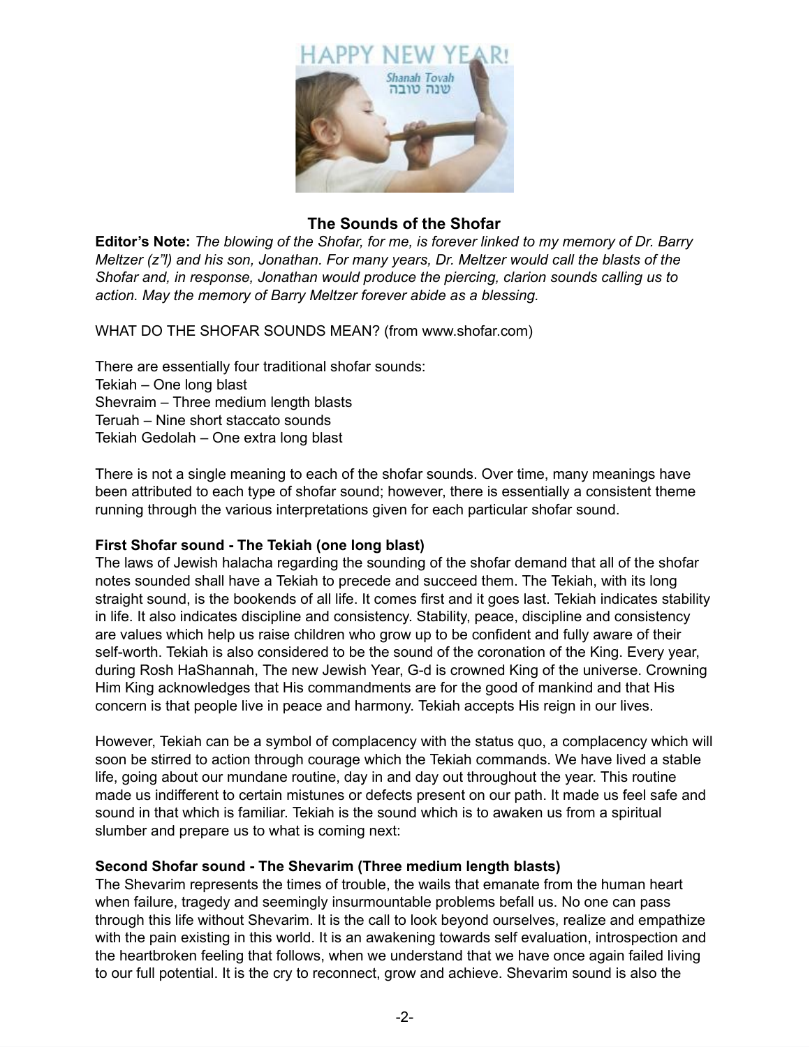## The Sounds of the Shofar

**Editor's Note:** *The blowing of the Shofar, for me, is forever linked to my memory of Dr. Barry Meltzer (z"l) and his son, Jonathan. For many years, Dr. Meltzer would call the blasts of the Shofar and, in response, Jonathan would produce the piercing, clarion sounds calling us to action. May the memory of Barry Meltzer forever abide as a blessing.*

WHAT DO THE SHOFAR SOUNDS MEAN? (from www.shofar.com)

There are essentially four traditional shofar sounds:
Tekiah – One long blast
Shevraim – Three medium length blasts
Teruah – Nine short staccato sounds
Tekiah Gedolah – One extra long blast

There is not a single meaning to each of the shofar sounds. Over time, many meanings have been attributed to each type of shofar sound; however, there is essentially a consistent theme running through the various interpretations given for each particular shofar sound.

**First Shofar sound - The Tekiah (one long blast)**
The laws of Jewish halacha regarding the sounding of the shofar demand that all of the shofar notes sounded shall have a Tekiah to precede and succeed them. The Tekiah, with its long straight sound, is the bookends of all life. It comes first and it goes last. Tekiah indicates stability in life. It also indicates discipline and consistency. Stability, peace, discipline and consistency are values which help us raise children who grow up to be confident and fully aware of their self-worth. Tekiah is also considered to be the sound of the coronation of the King. Every year, during Rosh HaShannah, The new Jewish Year, G-d is crowned King of the universe. Crowning Him King acknowledges that His commandments are for the good of mankind and that His concern is that people live in peace and harmony. Tekiah accepts His reign in our lives.

However, Tekiah can be a symbol of complacency with the status quo, a complacency which will soon be stirred to action through courage which the Tekiah commands. We have lived a stable life, going about our mundane routine, day in and day out throughout the year. This routine made us indifferent to certain mistunes or defects present on our path. It made us feel safe and sound in that which is familiar. Tekiah is the sound which is to awaken us from a spiritual slumber and prepare us to what is coming next:

**Second Shofar sound - The Shevarim (Three medium length blasts)**
The Shevarim represents the times of trouble, the wails that emanate from the human heart when failure, tragedy and seemingly insurmountable problems befall us. No one can pass through this life without Shevarim. It is the call to look beyond ourselves, realize and empathize with the pain existing in this world. It is an awakening towards self evaluation, introspection and the heartbroken feeling that follows, when we understand that we have once again failed living to our full potential. It is the cry to reconnect, grow and achieve. Shevarim sound is also the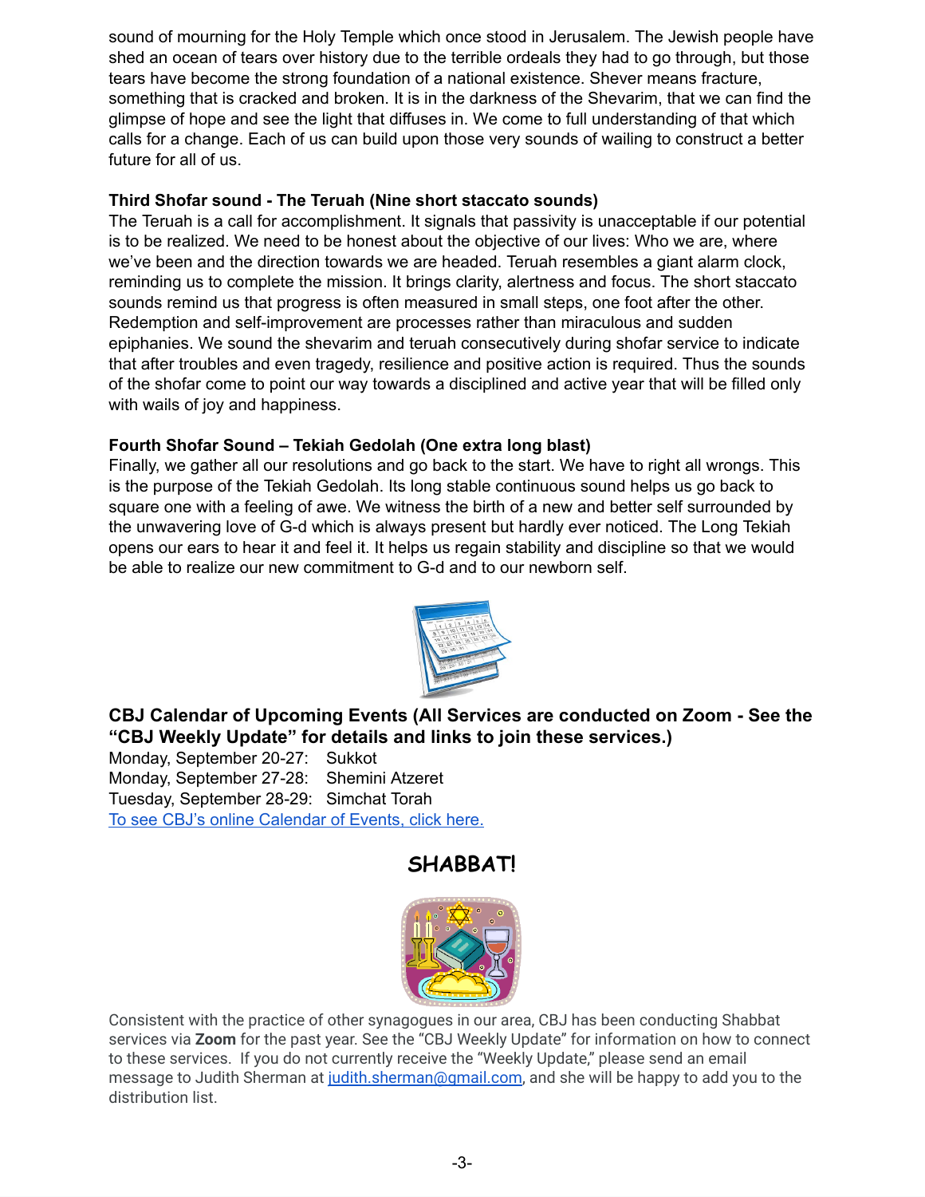sound of mourning for the Holy Temple which once stood in Jerusalem. The Jewish people have shed an ocean of tears over history due to the terrible ordeals they had to go through, but those tears have become the strong foundation of a national existence. Shever means fracture, something that is cracked and broken. It is in the darkness of the Shevarim, that we can find the glimpse of hope and see the light that diffuses in. We come to full understanding of that which calls for a change. Each of us can build upon those very sounds of wailing to construct a better future for all of us.

**Third Shofar sound - The Teruah (Nine short staccato sounds)**

The Teruah is a call for accomplishment. It signals that passivity is unacceptable if our potential is to be realized. We need to be honest about the objective of our lives: Who we are, where we've been and the direction towards we are headed. Teruah resembles a giant alarm clock, reminding us to complete the mission. It brings clarity, alertness and focus. The short staccato sounds remind us that progress is often measured in small steps, one foot after the other. Redemption and self-improvement are processes rather than miraculous and sudden epiphanies. We sound the shevarim and teruah consecutively during shofar service to indicate that after troubles and even tragedy, resilience and positive action is required. Thus the sounds of the shofar come to point our way towards a disciplined and active year that will be filled only with wails of joy and happiness.

**Fourth Shofar Sound – Tekiah Gedolah (One extra long blast)**

Finally, we gather all our resolutions and go back to the start. We have to right all wrongs. This is the purpose of the Tekiah Gedolah. Its long stable continuous sound helps us go back to square one with a feeling of awe. We witness the birth of a new and better self surrounded by the unwavering love of G-d which is always present but hardly ever noticed. The Long Tekiah opens our ears to hear it and feel it. It helps us regain stability and discipline so that we would be able to realize our new commitment to G-d and to our newborn self.

**CBJ Calendar of Upcoming Events (All Services are conducted on Zoom - See the "CBJ Weekly Update" for details and links to join these services.)**

Monday, September 20-27: Sukkot
Monday, September 27-28: Shemini Atzeret
Tuesday, September 28-29: Simchat Torah
To see CBJ's online Calendar of Events, click here.

## SHABBAT!

Consistent with the practice of other synagogues in our area, CBJ has been conducting Shabbat services via **Zoom** for the past year. See the "CBJ Weekly Update" for information on how to connect to these services. If you do not currently receive the "Weekly Update," please send an email message to Judith Sherman at judith.sherman@gmail.com, and she will be happy to add you to the distribution list.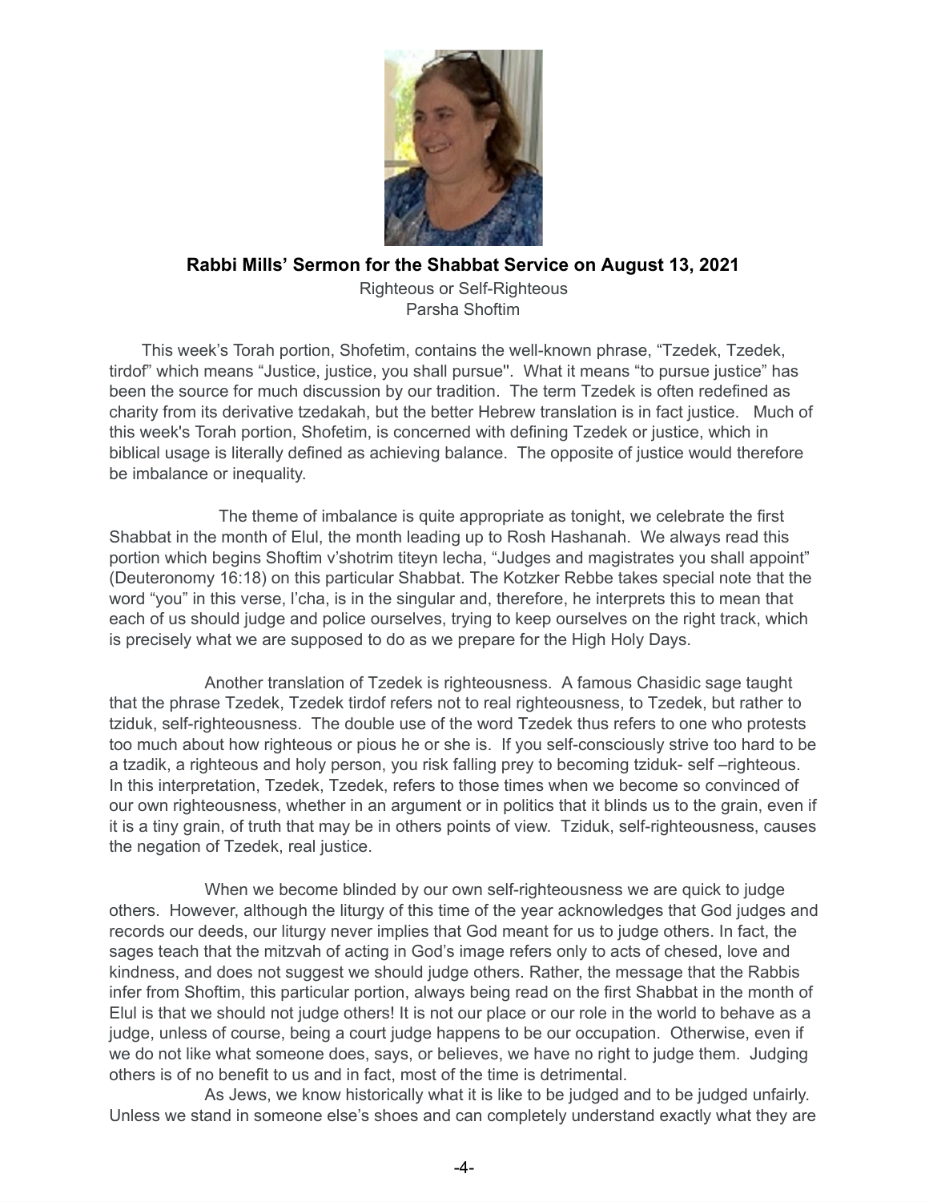**Rabbi Mills' Sermon for the Shabbat Service on August 13, 2021**

Righteous or Self-Righteous
Parsha Shoftim

This week's Torah portion, Shofetim, contains the well-known phrase, "Tzedek, Tzedek, tirdof" which means "Justice, justice, you shall pursue". What it means "to pursue justice" has been the source for much discussion by our tradition. The term Tzedek is often redefined as charity from its derivative tzedakah, but the better Hebrew translation is in fact justice. Much of this week's Torah portion, Shofetim, is concerned with defining Tzedek or justice, which in biblical usage is literally defined as achieving balance. The opposite of justice would therefore be imbalance or inequality.

The theme of imbalance is quite appropriate as tonight, we celebrate the first Shabbat in the month of Elul, the month leading up to Rosh Hashanah. We always read this portion which begins Shoftim v'shotrim titeyn lecha, "Judges and magistrates you shall appoint" (Deuteronomy 16:18) on this particular Shabbat. The Kotzker Rebbe takes special note that the word "you" in this verse, l'cha, is in the singular and, therefore, he interprets this to mean that each of us should judge and police ourselves, trying to keep ourselves on the right track, which is precisely what we are supposed to do as we prepare for the High Holy Days.

Another translation of Tzedek is righteousness. A famous Chasidic sage taught that the phrase Tzedek, Tzedek tirdof refers not to real righteousness, to Tzedek, but rather to tziduk, self-righteousness. The double use of the word Tzedek thus refers to one who protests too much about how righteous or pious he or she is. If you self-consciously strive too hard to be a tzadik, a righteous and holy person, you risk falling prey to becoming tziduk- self –righteous. In this interpretation, Tzedek, Tzedek, refers to those times when we become so convinced of our own righteousness, whether in an argument or in politics that it blinds us to the grain, even if it is a tiny grain, of truth that may be in others points of view. Tziduk, self-righteousness, causes the negation of Tzedek, real justice.

When we become blinded by our own self-righteousness we are quick to judge others. However, although the liturgy of this time of the year acknowledges that God judges and records our deeds, our liturgy never implies that God meant for us to judge others. In fact, the sages teach that the mitzvah of acting in God's image refers only to acts of chesed, love and kindness, and does not suggest we should judge others. Rather, the message that the Rabbis infer from Shoftim, this particular portion, always being read on the first Shabbat in the month of Elul is that we should not judge others! It is not our place or our role in the world to behave as a judge, unless of course, being a court judge happens to be our occupation. Otherwise, even if we do not like what someone does, says, or believes, we have no right to judge them. Judging others is of no benefit to us and in fact, most of the time is detrimental.

As Jews, we know historically what it is like to be judged and to be judged unfairly. Unless we stand in someone else's shoes and can completely understand exactly what they are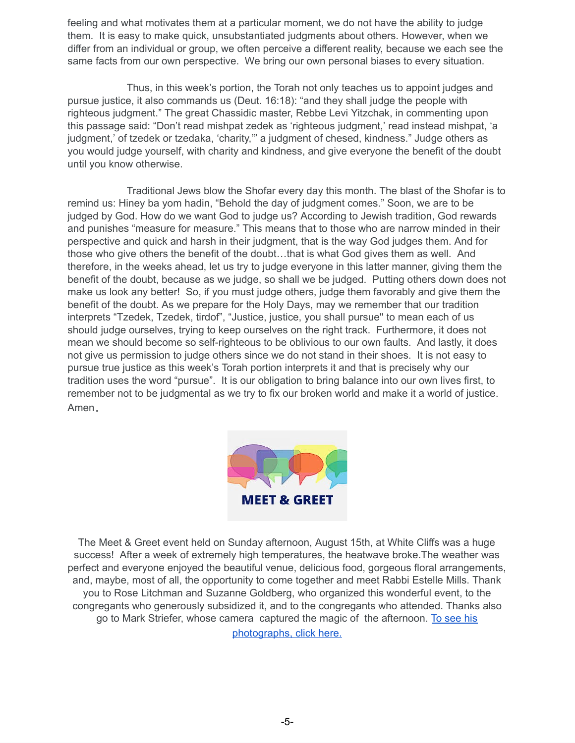feeling and what motivates them at a particular moment, we do not have the ability to judge them. It is easy to make quick, unsubstantiated judgments about others. However, when we differ from an individual or group, we often perceive a different reality, because we each see the same facts from our own perspective. We bring our own personal biases to every situation.

Thus, in this week's portion, the Torah not only teaches us to appoint judges and pursue justice, it also commands us (Deut. 16:18): "and they shall judge the people with righteous judgment." The great Chassidic master, Rebbe Levi Yitzchak, in commenting upon this passage said: "Don't read mishpat zedek as 'righteous judgment,' read instead mishpat, 'a judgment,' of tzedek or tzedaka, 'charity,'" a judgment of chesed, kindness." Judge others as you would judge yourself, with charity and kindness, and give everyone the benefit of the doubt until you know otherwise.

Traditional Jews blow the Shofar every day this month. The blast of the Shofar is to remind us: Hiney ba yom hadin, "Behold the day of judgment comes." Soon, we are to be judged by God. How do we want God to judge us? According to Jewish tradition, God rewards and punishes "measure for measure." This means that to those who are narrow minded in their perspective and quick and harsh in their judgment, that is the way God judges them. And for those who give others the benefit of the doubt…that is what God gives them as well. And therefore, in the weeks ahead, let us try to judge everyone in this latter manner, giving them the benefit of the doubt, because as we judge, so shall we be judged. Putting others down does not make us look any better! So, if you must judge others, judge them favorably and give them the benefit of the doubt. As we prepare for the Holy Days, may we remember that our tradition interprets "Tzedek, Tzedek, tirdof", "Justice, justice, you shall pursue" to mean each of us should judge ourselves, trying to keep ourselves on the right track. Furthermore, it does not mean we should become so self-righteous to be oblivious to our own faults. And lastly, it does not give us permission to judge others since we do not stand in their shoes. It is not easy to pursue true justice as this week's Torah portion interprets it and that is precisely why our tradition uses the word "pursue". It is our obligation to bring balance into our own lives first, to remember not to be judgmental as we try to fix our broken world and make it a world of justice. Amen.

**MEET & GREET**

The Meet & Greet event held on Sunday afternoon, August 15th, at White Cliffs was a huge success! After a week of extremely high temperatures, the heatwave broke.The weather was perfect and everyone enjoyed the beautiful venue, delicious food, gorgeous floral arrangements, and, maybe, most of all, the opportunity to come together and meet Rabbi Estelle Mills. Thank you to Rose Litchman and Suzanne Goldberg, who organized this wonderful event, to the congregants who generously subsidized it, and to the congregants who attended. Thanks also go to Mark Striefer, whose camera captured the magic of the afternoon. [To see his photographs, click here.]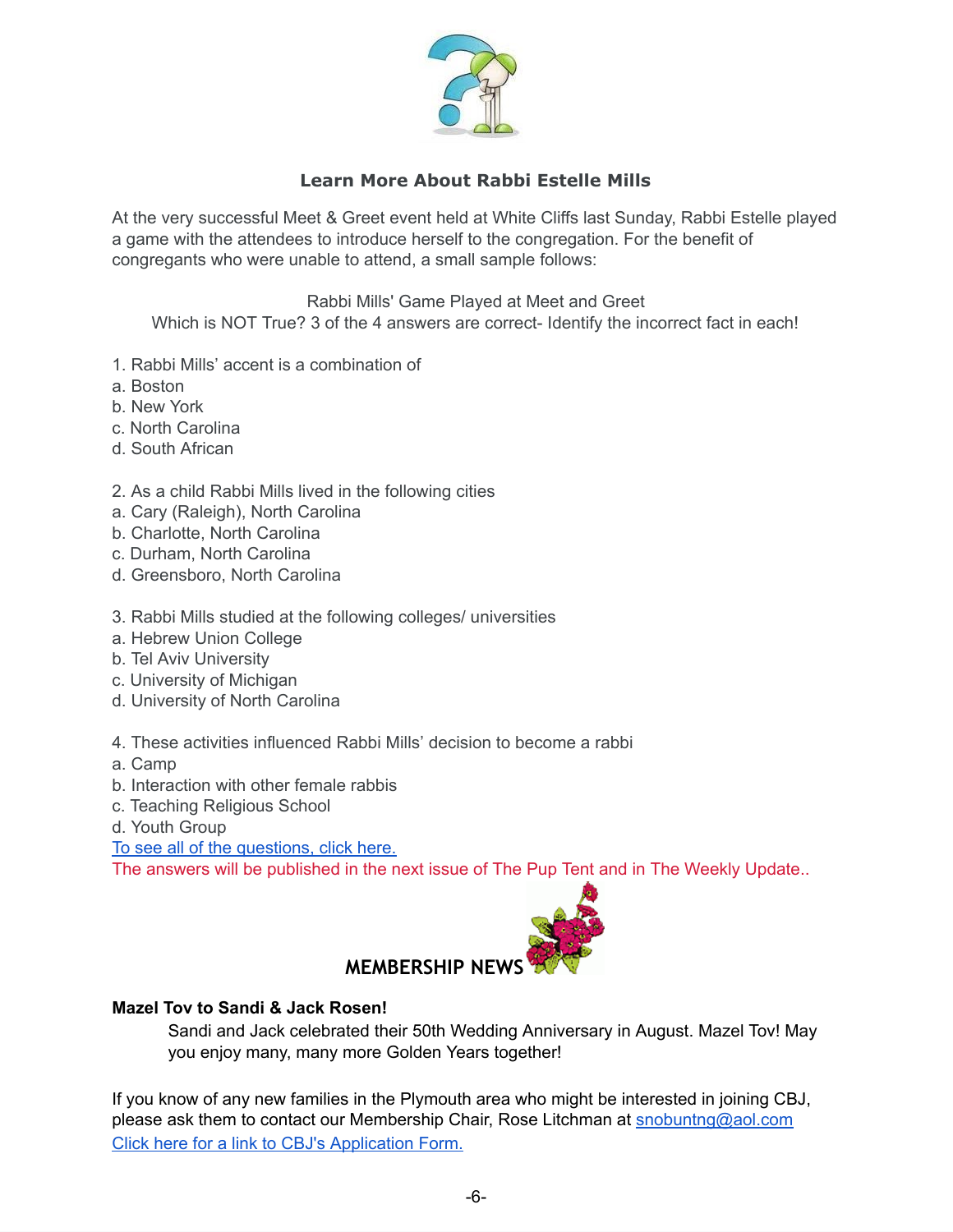## Learn More About Rabbi Estelle Mills

At the very successful Meet & Greet event held at White Cliffs last Sunday, Rabbi Estelle played a game with the attendees to introduce herself to the congregation. For the benefit of congregants who were unable to attend, a small sample follows:

Rabbi Mills' Game Played at Meet and Greet
Which is NOT True? 3 of the 4 answers are correct- Identify the incorrect fact in each!

1. Rabbi Mills' accent is a combination of
a. Boston
b. New York
c. North Carolina
d. South African

2. As a child Rabbi Mills lived in the following cities
a. Cary (Raleigh), North Carolina
b. Charlotte, North Carolina
c. Durham, North Carolina
d. Greensboro, North Carolina

3. Rabbi Mills studied at the following colleges/ universities
a. Hebrew Union College
b. Tel Aviv University
c. University of Michigan
d. University of North Carolina

4. These activities influenced Rabbi Mills' decision to become a rabbi
a. Camp
b. Interaction with other female rabbis
c. Teaching Religious School
d. Youth Group

[To see all of the questions, click here.]

The answers will be published in the next issue of The Pup Tent and in The Weekly Update..

## MEMBERSHIP NEWS

**Mazel Tov to Sandi & Jack Rosen!**

Sandi and Jack celebrated their 50th Wedding Anniversary in August. Mazel Tov! May you enjoy many, many more Golden Years together!

If you know of any new families in the Plymouth area who might be interested in joining CBJ, please ask them to contact our Membership Chair, Rose Litchman at snobuntng@aol.com

[Click here for a link to CBJ's Application Form.]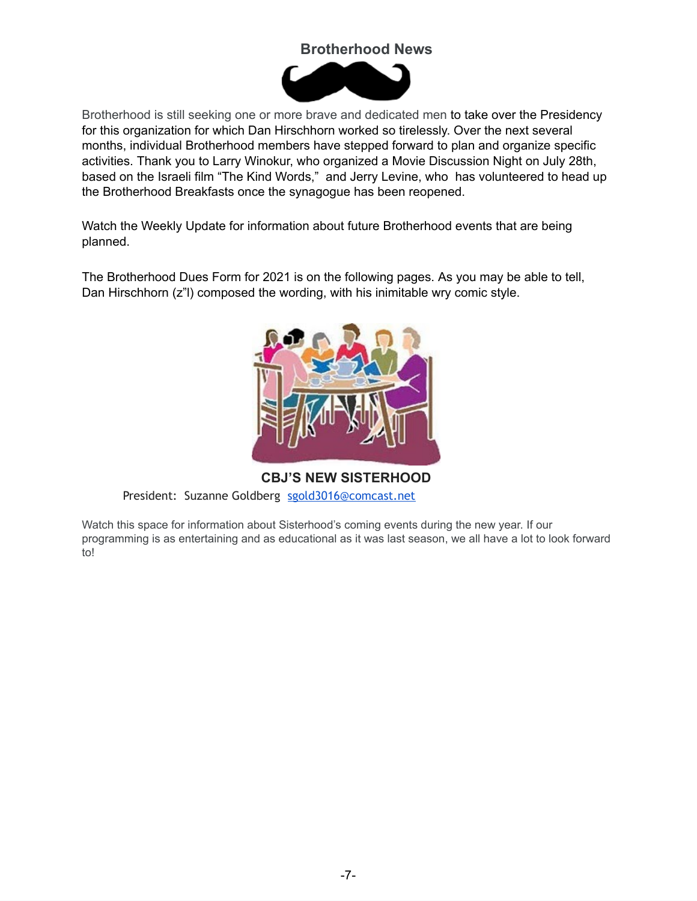## Brotherhood News

Brotherhood is still seeking one or more brave and dedicated men to take over the Presidency for this organization for which Dan Hirschhorn worked so tirelessly. Over the next several months, individual Brotherhood members have stepped forward to plan and organize specific activities. Thank you to Larry Winokur, who organized a Movie Discussion Night on July 28th, based on the Israeli film "The Kind Words," and Jerry Levine, who has volunteered to head up the Brotherhood Breakfasts once the synagogue has been reopened.

Watch the Weekly Update for information about future Brotherhood events that are being planned.

The Brotherhood Dues Form for 2021 is on the following pages. As you may be able to tell, Dan Hirschhorn (z"l) composed the wording, with his inimitable wry comic style.

## CBJ'S NEW SISTERHOOD

President: Suzanne Goldberg sgold3016@comcast.net

Watch this space for information about Sisterhood's coming events during the new year. If our programming is as entertaining and as educational as it was last season, we all have a lot to look forward to!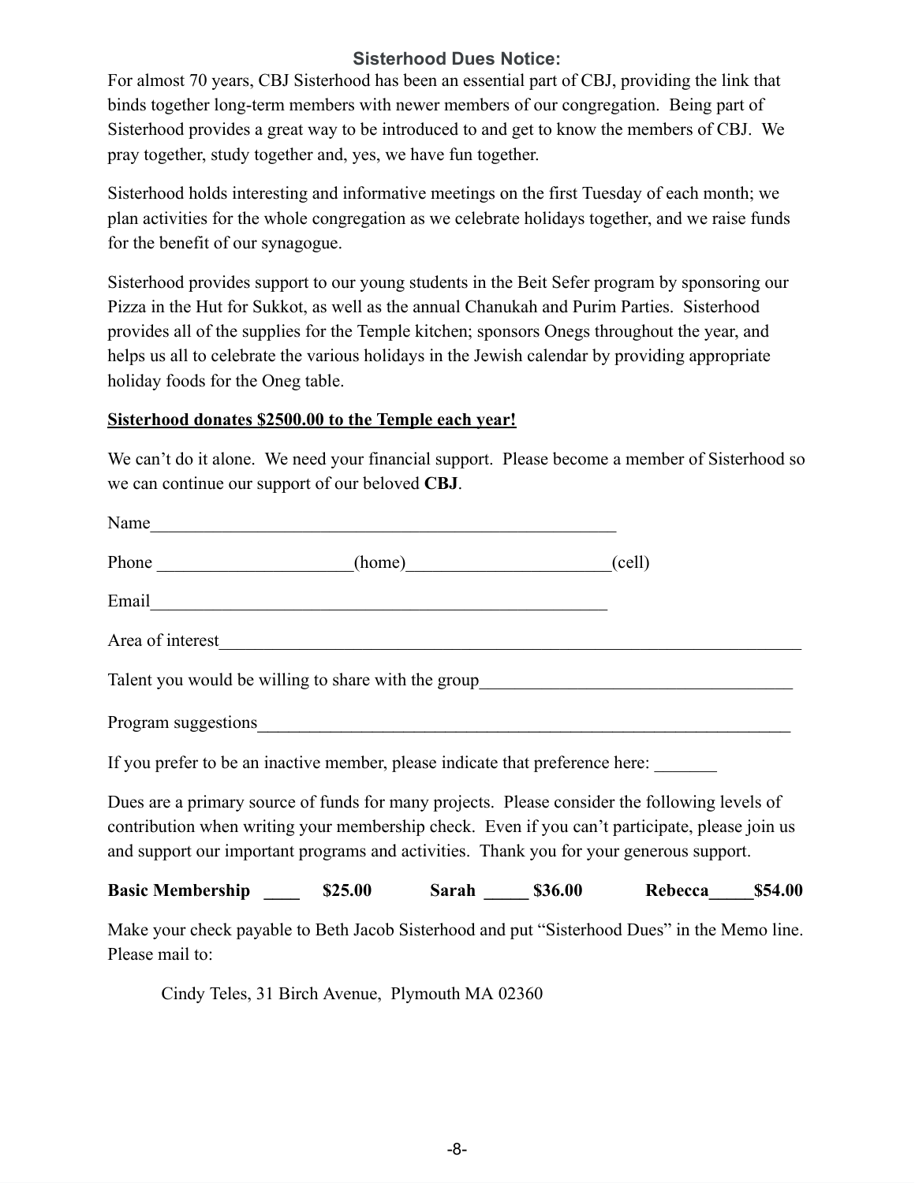## Sisterhood Dues Notice:

For almost 70 years, CBJ Sisterhood has been an essential part of CBJ, providing the link that binds together long-term members with newer members of our congregation. Being part of Sisterhood provides a great way to be introduced to and get to know the members of CBJ. We pray together, study together and, yes, we have fun together.

Sisterhood holds interesting and informative meetings on the first Tuesday of each month; we plan activities for the whole congregation as we celebrate holidays together, and we raise funds for the benefit of our synagogue.

Sisterhood provides support to our young students in the Beit Sefer program by sponsoring our Pizza in the Hut for Sukkot, as well as the annual Chanukah and Purim Parties. Sisterhood provides all of the supplies for the Temple kitchen; sponsors Onegs throughout the year, and helps us all to celebrate the various holidays in the Jewish calendar by providing appropriate holiday foods for the Oneg table.

**Sisterhood donates $2500.00 to the Temple each year!**

We can't do it alone. We need your financial support. Please become a member of Sisterhood so we can continue our support of our beloved **CBJ**.

Name_______________________________________________________

Phone _____________________(home)______________________(cell)

Email______________________________________________________

Area of interest_____________________________________________________________________

Talent you would be willing to share with the group__________________________________

Program suggestions_____________________________________________________________

If you prefer to be an inactive member, please indicate that preference here: _______

Dues are a primary source of funds for many projects. Please consider the following levels of contribution when writing your membership check. Even if you can't participate, please join us and support our important programs and activities. Thank you for your generous support.

**Basic Membership ____ $25.00 Sarah _____ $36.00 Rebecca_____$54.00**

Make your check payable to Beth Jacob Sisterhood and put "Sisterhood Dues" in the Memo line. Please mail to:

Cindy Teles, 31 Birch Avenue, Plymouth MA 02360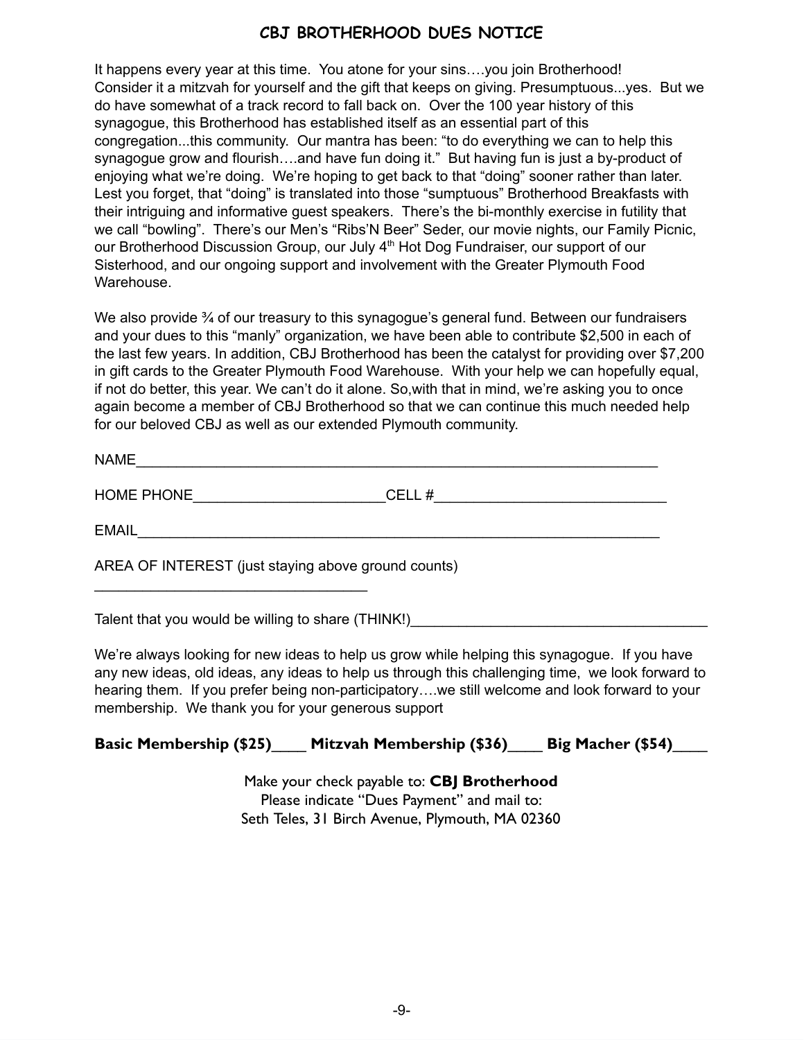## CBJ BROTHERHOOD DUES NOTICE

It happens every year at this time. You atone for your sins….you join Brotherhood! Consider it a mitzvah for yourself and the gift that keeps on giving. Presumptuous...yes. But we do have somewhat of a track record to fall back on. Over the 100 year history of this synagogue, this Brotherhood has established itself as an essential part of this congregation...this community. Our mantra has been: "to do everything we can to help this synagogue grow and flourish….and have fun doing it." But having fun is just a by-product of enjoying what we're doing. We're hoping to get back to that "doing" sooner rather than later. Lest you forget, that "doing" is translated into those "sumptuous" Brotherhood Breakfasts with their intriguing and informative guest speakers. There's the bi-monthly exercise in futility that we call "bowling". There's our Men's "Ribs'N Beer" Seder, our movie nights, our Family Picnic, our Brotherhood Discussion Group, our July 4th Hot Dog Fundraiser, our support of our Sisterhood, and our ongoing support and involvement with the Greater Plymouth Food Warehouse.

We also provide ¾ of our treasury to this synagogue's general fund. Between our fundraisers and your dues to this "manly" organization, we have been able to contribute $2,500 in each of the last few years. In addition, CBJ Brotherhood has been the catalyst for providing over $7,200 in gift cards to the Greater Plymouth Food Warehouse. With your help we can hopefully equal, if not do better, this year. We can't do it alone. So,with that in mind, we're asking you to once again become a member of CBJ Brotherhood so that we can continue this much needed help for our beloved CBJ as well as our extended Plymouth community.

NAME\_\_\_\_\_\_\_\_\_\_\_\_\_\_\_\_\_\_\_\_\_\_\_\_\_\_\_\_\_\_\_\_\_\_\_\_\_\_\_\_\_\_\_\_\_\_\_\_\_\_\_\_\_\_\_\_\_\_\_\_\_\_\_\_

HOME PHONE\_\_\_\_\_\_\_\_\_\_\_\_\_\_\_\_\_\_\_\_\_\_\_\_CELL #\_\_\_\_\_\_\_\_\_\_\_\_\_\_\_\_\_\_\_\_\_\_\_\_\_\_\_\_\_

EMAIL\_\_\_\_\_\_\_\_\_\_\_\_\_\_\_\_\_\_\_\_\_\_\_\_\_\_\_\_\_\_\_\_\_\_\_\_\_\_\_\_\_\_\_\_\_\_\_\_\_\_\_\_\_\_\_\_\_\_\_\_\_\_\_\_

AREA OF INTEREST (just staying above ground counts)

\_\_\_\_\_\_\_\_\_\_\_\_\_\_\_\_\_\_\_\_\_\_\_\_\_\_\_\_\_\_\_\_\_\_\_

Talent that you would be willing to share (THINK!)\_\_\_\_\_\_\_\_\_\_\_\_\_\_\_\_\_\_\_\_\_\_\_\_\_\_\_\_\_\_\_\_\_\_\_\_\_\_

We're always looking for new ideas to help us grow while helping this synagogue. If you have any new ideas, old ideas, any ideas to help us through this challenging time, we look forward to hearing them. If you prefer being non-participatory….we still welcome and look forward to your membership. We thank you for your generous support

**Basic Membership ($25)\_\_\_\_ Mitzvah Membership ($36)\_\_\_\_ Big Macher ($54)\_\_\_\_**

Make your check payable to: **CBJ Brotherhood**
Please indicate "Dues Payment" and mail to:
Seth Teles, 31 Birch Avenue, Plymouth, MA 02360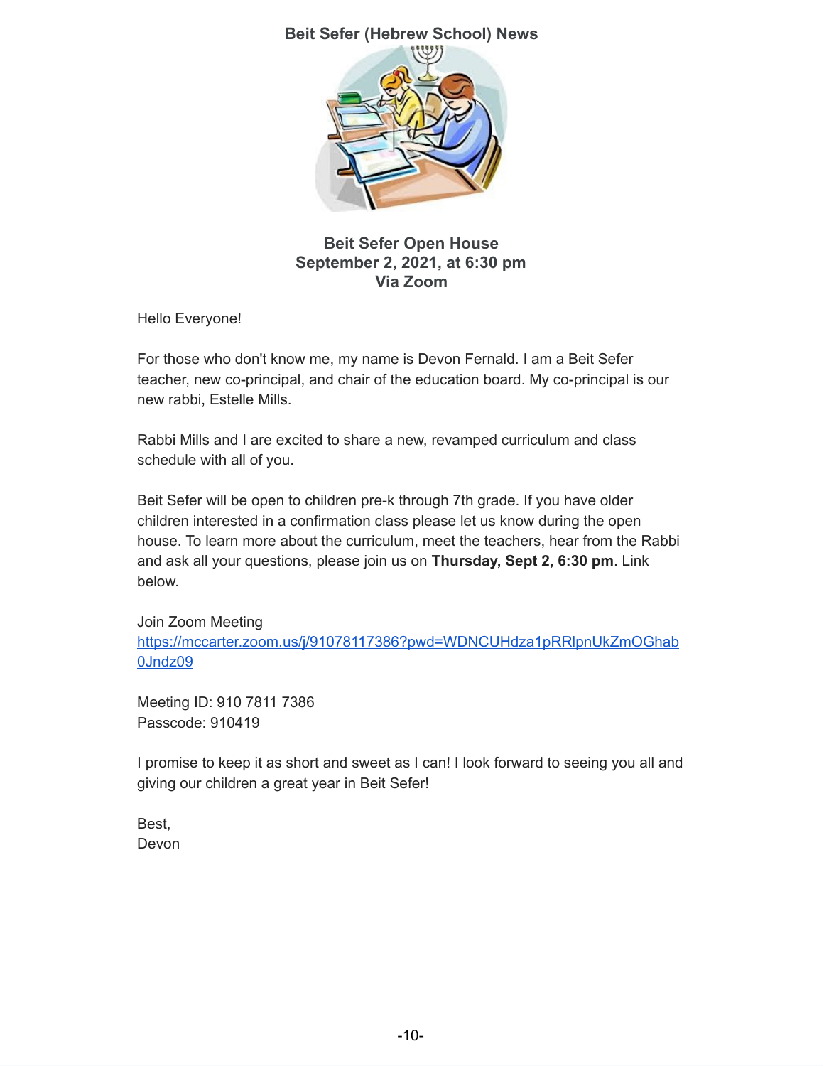## Beit Sefer (Hebrew School) News

### Beit Sefer Open House
### September 2, 2021, at 6:30 pm
### Via Zoom

Hello Everyone!

For those who don't know me, my name is Devon Fernald. I am a Beit Sefer teacher, new co-principal, and chair of the education board. My co-principal is our new rabbi, Estelle Mills.

Rabbi Mills and I are excited to share a new, revamped curriculum and class schedule with all of you.

Beit Sefer will be open to children pre-k through 7th grade. If you have older children interested in a confirmation class please let us know during the open house. To learn more about the curriculum, meet the teachers, hear from the Rabbi and ask all your questions, please join us on **Thursday, Sept 2, 6:30 pm**. Link below.

Join Zoom Meeting
https://mccarter.zoom.us/j/91078117386?pwd=WDNCUHdza1pRRlpnUkZmOGhab0Jndz09

Meeting ID: 910 7811 7386
Passcode: 910419

I promise to keep it as short and sweet as I can! I look forward to seeing you all and giving our children a great year in Beit Sefer!

Best,
Devon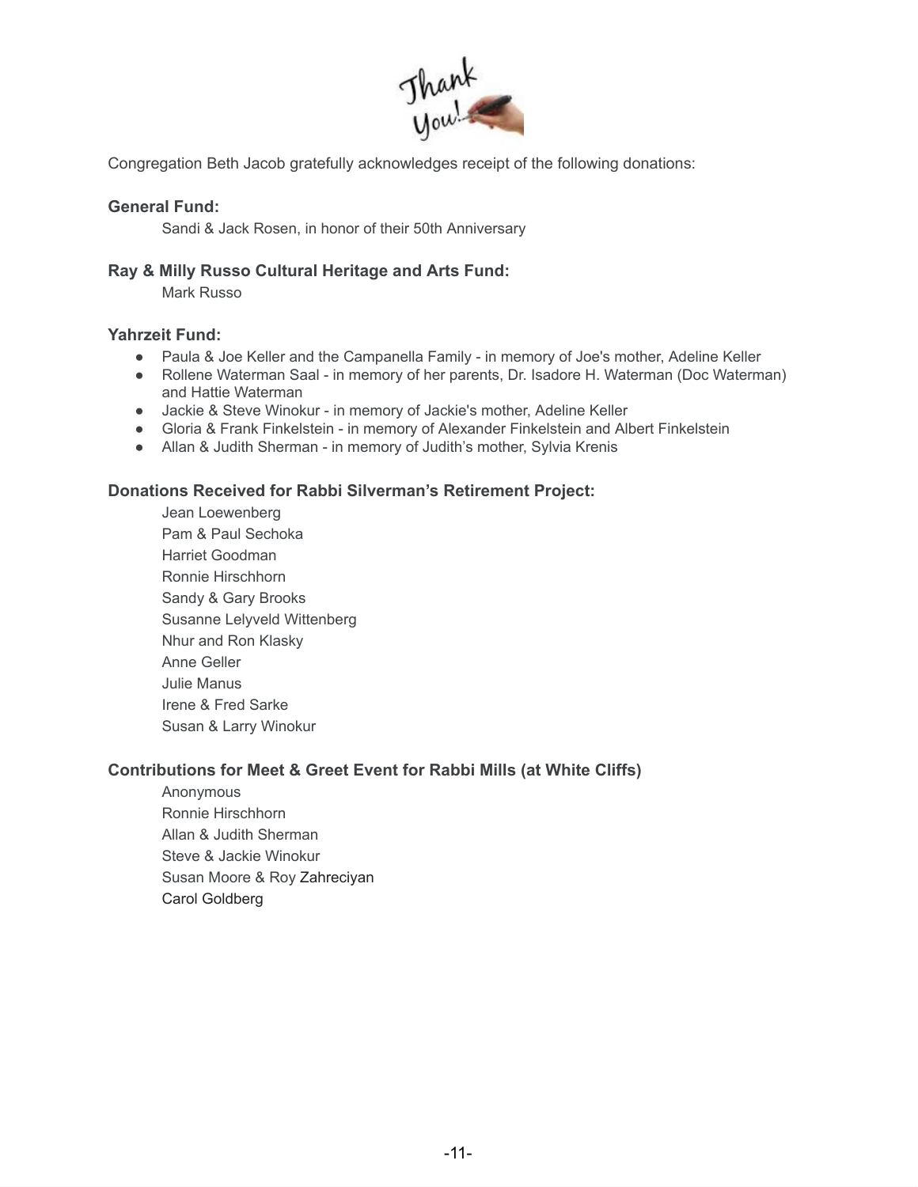Congregation Beth Jacob gratefully acknowledges receipt of the following donations:

**General Fund:**

Sandi & Jack Rosen, in honor of their 50th Anniversary

**Ray & Milly Russo Cultural Heritage and Arts Fund:**

Mark Russo

**Yahrzeit Fund:**

- Paula & Joe Keller and the Campanella Family - in memory of Joe's mother, Adeline Keller
- Rollene Waterman Saal - in memory of her parents, Dr. Isadore H. Waterman (Doc Waterman) and Hattie Waterman
- Jackie & Steve Winokur - in memory of Jackie's mother, Adeline Keller
- Gloria & Frank Finkelstein - in memory of Alexander Finkelstein and Albert Finkelstein
- Allan & Judith Sherman - in memory of Judith's mother, Sylvia Krenis

**Donations Received for Rabbi Silverman's Retirement Project:**

Jean Loewenberg
Pam & Paul Sechoka
Harriet Goodman
Ronnie Hirschhorn
Sandy & Gary Brooks
Susanne Lelyveld Wittenberg
Nhur and Ron Klasky
Anne Geller
Julie Manus
Irene & Fred Sarke
Susan & Larry Winokur

**Contributions for Meet & Greet Event for Rabbi Mills (at White Cliffs)**

Anonymous
Ronnie Hirschhorn
Allan & Judith Sherman
Steve & Jackie Winokur
Susan Moore & Roy Zahreciyan
Carol Goldberg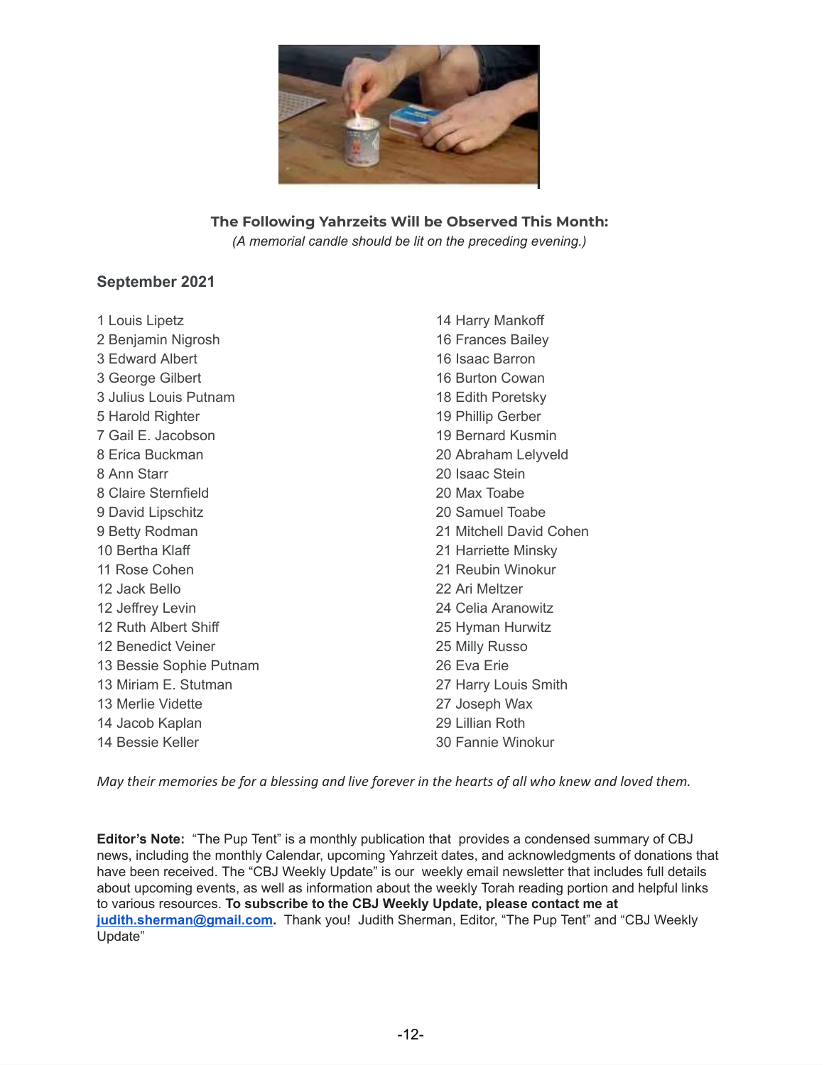## The Following Yahrzeits Will be Observed This Month:

*(A memorial candle should be lit on the preceding evening.)*

### September 2021

1 Louis Lipetz
2 Benjamin Nigrosh
3 Edward Albert
3 George Gilbert
3 Julius Louis Putnam
5 Harold Righter
7 Gail E. Jacobson
8 Erica Buckman
8 Ann Starr
8 Claire Sternfield
9 David Lipschitz
9 Betty Rodman
10 Bertha Klaff
11 Rose Cohen
12 Jack Bello
12 Jeffrey Levin
12 Ruth Albert Shiff
12 Benedict Veiner
13 Bessie Sophie Putnam
13 Miriam E. Stutman
13 Merlie Vidette
14 Jacob Kaplan
14 Bessie Keller
14 Harry Mankoff
16 Frances Bailey
16 Isaac Barron
16 Burton Cowan
18 Edith Poretsky
19 Phillip Gerber
19 Bernard Kusmin
20 Abraham Lelyveld
20 Isaac Stein
20 Max Toabe
20 Samuel Toabe
21 Mitchell David Cohen
21 Harriette Minsky
21 Reubin Winokur
22 Ari Meltzer
24 Celia Aranowitz
25 Hyman Hurwitz
25 Milly Russo
26 Eva Erie
27 Harry Louis Smith
27 Joseph Wax
29 Lillian Roth
30 Fannie Winokur

*May their memories be for a blessing and live forever in the hearts of all who knew and loved them.*

**Editor's Note:** "The Pup Tent" is a monthly publication that provides a condensed summary of CBJ news, including the monthly Calendar, upcoming Yahrzeit dates, and acknowledgments of donations that have been received. The "CBJ Weekly Update" is our weekly email newsletter that includes full details about upcoming events, as well as information about the weekly Torah reading portion and helpful links to various resources. **To subscribe to the CBJ Weekly Update, please contact me at judith.sherman@gmail.com.** Thank you! Judith Sherman, Editor, "The Pup Tent" and "CBJ Weekly Update"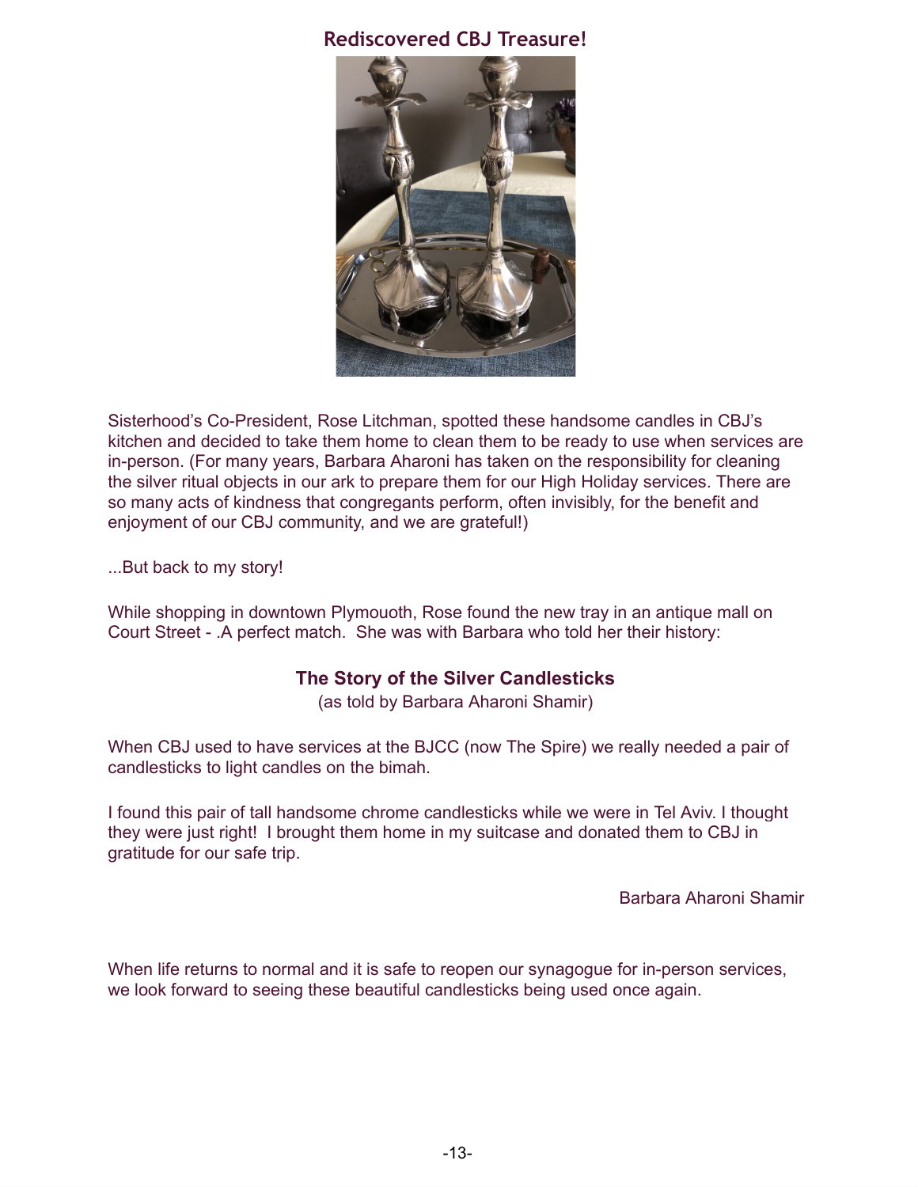## Rediscovered CBJ Treasure!

Sisterhood's Co-President, Rose Litchman, spotted these handsome candles in CBJ's kitchen and decided to take them home to clean them to be ready to use when services are in-person. (For many years, Barbara Aharoni has taken on the responsibility for cleaning the silver ritual objects in our ark to prepare them for our High Holiday services. There are so many acts of kindness that congregants perform, often invisibly, for the benefit and enjoyment of our CBJ community, and we are grateful!)

...But back to my story!

While shopping in downtown Plymouoth, Rose found the new tray in an antique mall on Court Street - .A perfect match. She was with Barbara who told her their history:

### The Story of the Silver Candlesticks

(as told by Barbara Aharoni Shamir)

When CBJ used to have services at the BJCC (now The Spire) we really needed a pair of candlesticks to light candles on the bimah.

I found this pair of tall handsome chrome candlesticks while we were in Tel Aviv. I thought they were just right! I brought them home in my suitcase and donated them to CBJ in gratitude for our safe trip.

Barbara Aharoni Shamir

When life returns to normal and it is safe to reopen our synagogue for in-person services, we look forward to seeing these beautiful candlesticks being used once again.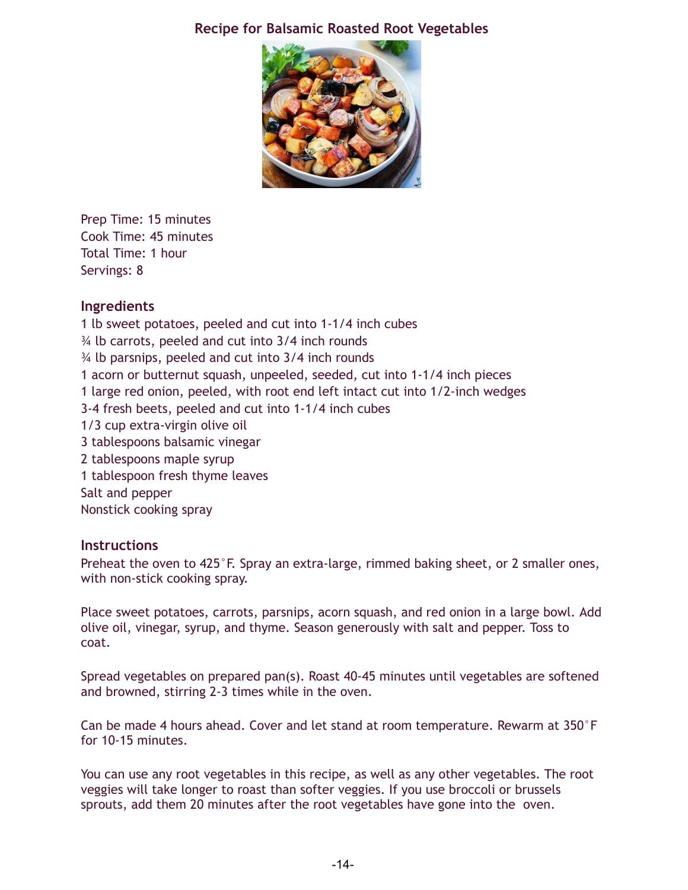# Recipe for Balsamic Roasted Root Vegetables

Prep Time: 15 minutes
Cook Time: 45 minutes
Total Time: 1 hour
Servings: 8

## Ingredients

1 lb sweet potatoes, peeled and cut into 1-1/4 inch cubes
¾ lb carrots, peeled and cut into 3/4 inch rounds
¾ lb parsnips, peeled and cut into 3/4 inch rounds
1 acorn or butternut squash, unpeeled, seeded, cut into 1-1/4 inch pieces
1 large red onion, peeled, with root end left intact cut into 1/2-inch wedges
3-4 fresh beets, peeled and cut into 1-1/4 inch cubes
1/3 cup extra-virgin olive oil
3 tablespoons balsamic vinegar
2 tablespoons maple syrup
1 tablespoon fresh thyme leaves
Salt and pepper
Nonstick cooking spray

## Instructions

Preheat the oven to 425˚F. Spray an extra-large, rimmed baking sheet, or 2 smaller ones, with non-stick cooking spray.

Place sweet potatoes, carrots, parsnips, acorn squash, and red onion in a large bowl. Add olive oil, vinegar, syrup, and thyme. Season generously with salt and pepper. Toss to coat.

Spread vegetables on prepared pan(s). Roast 40-45 minutes until vegetables are softened and browned, stirring 2-3 times while in the oven.

Can be made 4 hours ahead. Cover and let stand at room temperature. Rewarm at 350˚F for 10-15 minutes.

You can use any root vegetables in this recipe, as well as any other vegetables. The root veggies will take longer to roast than softer veggies. If you use broccoli or brussels sprouts, add them 20 minutes after the root vegetables have gone into the oven.